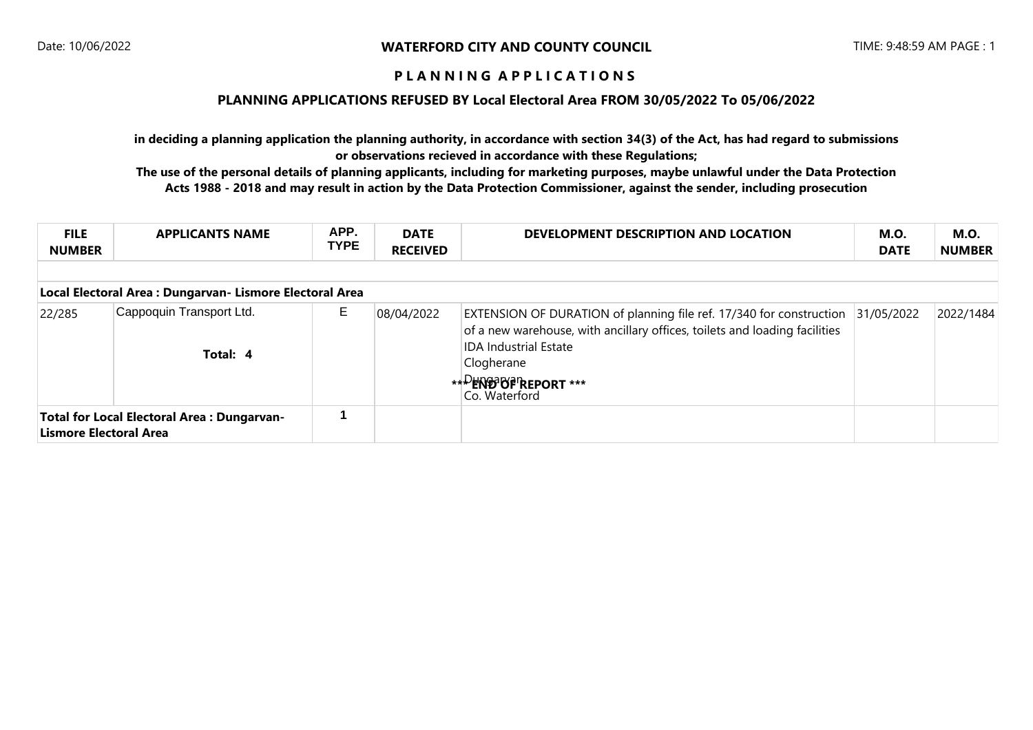Date: 10/06/2022

**WATERFORD CITY AND COUNTY COUNCIL**

TIME: 9:48:59 AM PAGE : 1

## P L A N N I N G A P P L I C A T I O N S

### PLANNING APPLICATIONS REFUSED BY Local Electoral Area FROM 30/05/2022 To 05/06/2022

**in deciding a planning application the planning authority, in accordance with section 34(3) of the Act, has had regard to submissions or observations recieved in accordance with these Regulations;**

**The use of the personal details of planning applicants, including for marketing purposes, maybe unlawful under the Data Protection Acts 1988 - 2018 and may result in action by the Data Protection Commissioner, against the sender, including prosecution**

| FILE NUMBER | APPLICANTS NAME | APP. TYPE | DATE RECEIVED | DEVELOPMENT DESCRIPTION AND LOCATION | M.O. DATE | M.O. NUMBER |
|---|---|---|---|---|---|---|
| **Local Electoral Area : Dungarvan- Lismore Electoral Area** | | | | | | |
| 22/285 | Cappoquin Transport Ltd. | E | 08/04/2022 | EXTENSION OF DURATION of planning file ref. 17/340 for construction of a new warehouse, with ancillary offices, toilets and loading facilities IDA Industrial Estate Clogherane Dungarvan Co. Waterford | 31/05/2022 | 2022/1484 |
| | **Total: 4** | | | | | |
| **Total for Local Electoral Area : Dungarvan-Lismore Electoral Area** | | 1 | | | | |

**\*\*\* END OF REPORT \*\*\***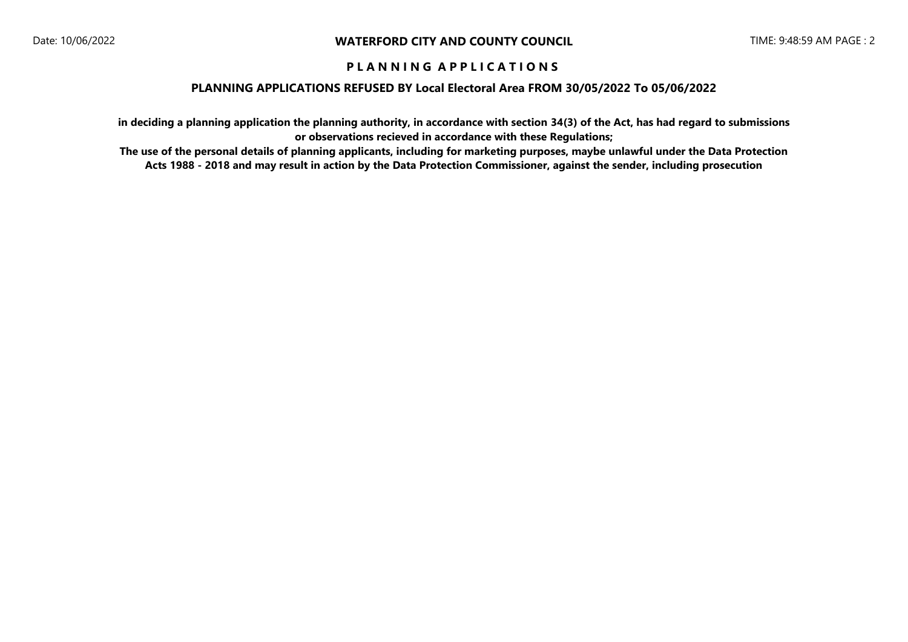**WATERFORD CITY AND COUNTY COUNCIL**

**P L A N N I N G A P P L I C A T I O N S**

**PLANNING APPLICATIONS REFUSED BY Local Electoral Area FROM 30/05/2022 To 05/06/2022**

**in deciding a planning application the planning authority, in accordance with section 34(3) of the Act, has had regard to submissions or observations recieved in accordance with these Regulations;**

**The use of the personal details of planning applicants, including for marketing purposes, maybe unlawful under the Data Protection Acts 1988 - 2018 and may result in action by the Data Protection Commissioner, against the sender, including prosecution**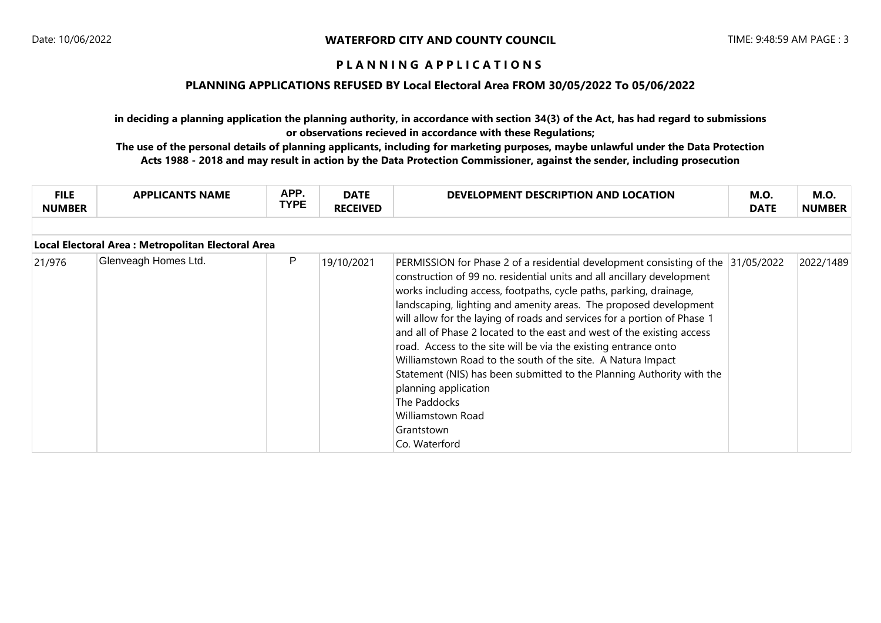**WATERFORD CITY AND COUNTY COUNCIL**

**P L A N N I N G  A P P L I C A T I O N S**

**PLANNING APPLICATIONS REFUSED BY Local Electoral Area FROM 30/05/2022 To 05/06/2022**

**in deciding a planning application the planning authority, in accordance with section 34(3) of the Act, has had regard to submissions or observations recieved in accordance with these Regulations;**

**The use of the personal details of planning applicants, including for marketing purposes, maybe unlawful under the Data Protection Acts 1988 - 2018 and may result in action by the Data Protection Commissioner, against the sender, including prosecution**

| FILE NUMBER | APPLICANTS NAME | APP. TYPE | DATE RECEIVED | DEVELOPMENT DESCRIPTION AND LOCATION | M.O. DATE | M.O. NUMBER |
|---|---|---|---|---|---|---|
| **Local Electoral Area : Metropolitan Electoral Area** | | | | | | |
| 21/976 | Glenveagh Homes Ltd. | P | 19/10/2021 | PERMISSION for Phase 2 of a residential development consisting of the construction of 99 no. residential units and all ancillary development works including access, footpaths, cycle paths, parking, drainage, landscaping, lighting and amenity areas. The proposed development will allow for the laying of roads and services for a portion of Phase 1 and all of Phase 2 located to the east and west of the existing access road. Access to the site will be via the existing entrance onto Williamstown Road to the south of the site. A Natura Impact Statement (NIS) has been submitted to the Planning Authority with the planning application<br>The Paddocks<br>Williamstown Road<br>Grantstown<br>Co. Waterford | 31/05/2022 | 2022/1489 |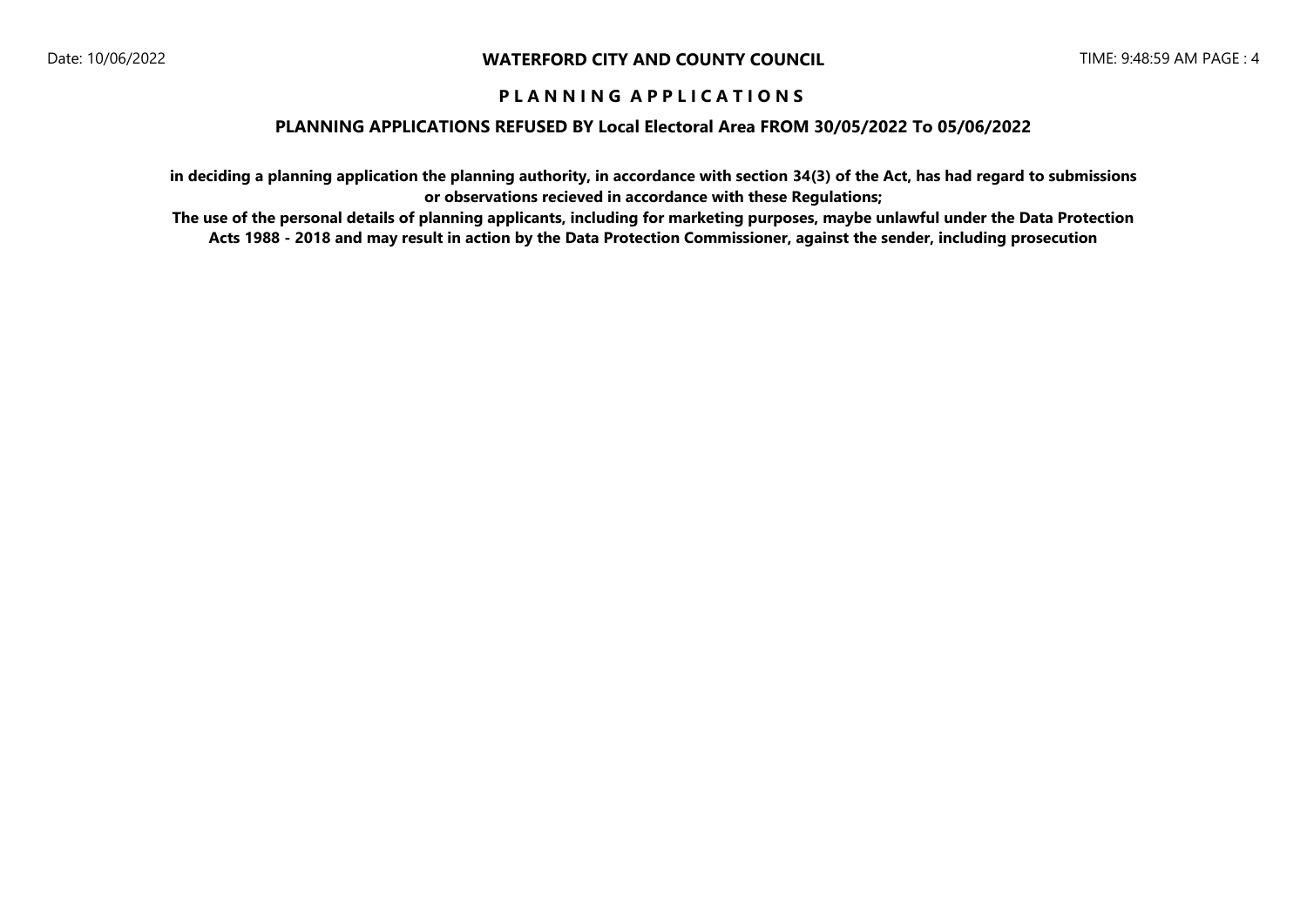**P L A N N I N G   A P P L I C A T I O N S**

**PLANNING APPLICATIONS REFUSED BY Local Electoral Area FROM 30/05/2022 To 05/06/2022**

**in deciding a planning application the planning authority, in accordance with section 34(3) of the Act, has had regard to submissions or observations recieved in accordance with these Regulations;**

**The use of the personal details of planning applicants, including for marketing purposes, maybe unlawful under the Data Protection Acts 1988 - 2018 and may result in action by the Data Protection Commissioner, against the sender, including prosecution**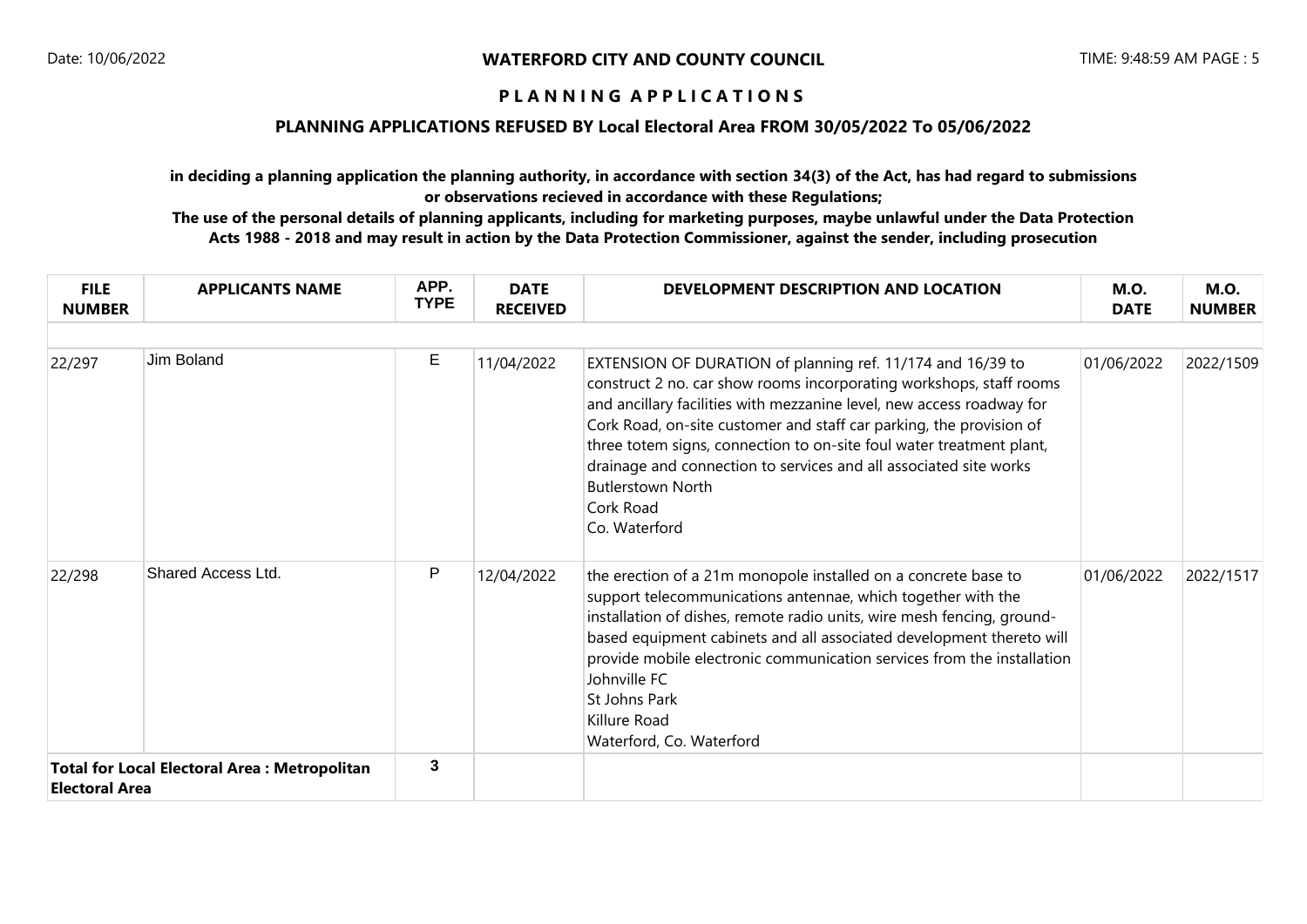**WATERFORD CITY AND COUNTY COUNCIL**

**PLANNING APPLICATIONS**

**PLANNING APPLICATIONS REFUSED BY Local Electoral Area FROM 30/05/2022 To 05/06/2022**

**in deciding a planning application the planning authority, in accordance with section 34(3) of the Act, has had regard to submissions or observations recieved in accordance with these Regulations;**

**The use of the personal details of planning applicants, including for marketing purposes, maybe unlawful under the Data Protection Acts 1988 - 2018 and may result in action by the Data Protection Commissioner, against the sender, including prosecution**

| FILE NUMBER | APPLICANTS NAME | APP. TYPE | DATE RECEIVED | DEVELOPMENT DESCRIPTION AND LOCATION | M.O. DATE | M.O. NUMBER |
|---|---|---|---|---|---|---|
| 22/297 | Jim Boland | E | 11/04/2022 | EXTENSION OF DURATION of planning ref. 11/174 and 16/39 to construct 2 no. car show rooms incorporating workshops, staff rooms and ancillary facilities with mezzanine level, new access roadway for Cork Road, on-site customer and staff car parking, the provision of three totem signs, connection to on-site foul water treatment plant, drainage and connection to services and all associated site works<br>Butlerstown North<br>Cork Road<br>Co. Waterford | 01/06/2022 | 2022/1509 |
| 22/298 | Shared Access Ltd. | P | 12/04/2022 | the erection of a 21m monopole installed on a concrete base to support telecommunications antennae, which together with the installation of dishes, remote radio units, wire mesh fencing, ground-based equipment cabinets and all associated development thereto will provide mobile electronic communication services from the installation<br>Johnville FC<br>St Johns Park<br>Killure Road<br>Waterford, Co. Waterford | 01/06/2022 | 2022/1517 |
| **Total for Local Electoral Area : Metropolitan Electoral Area** | | **3** | | | | |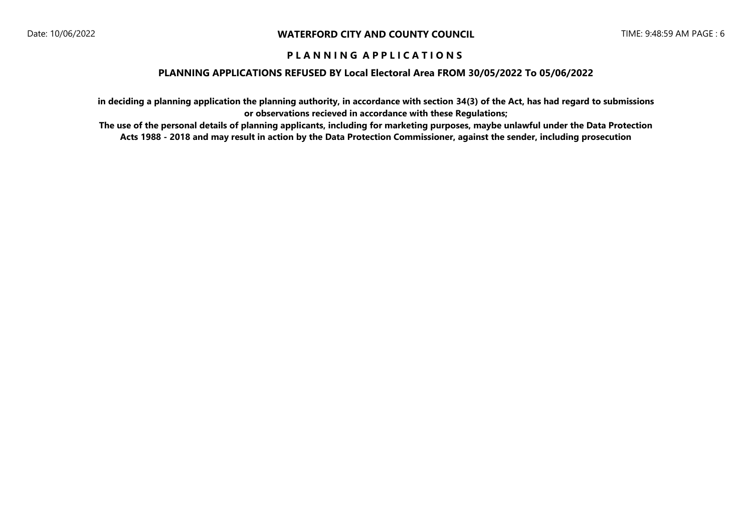# WATERFORD CITY AND COUNTY COUNCIL

## P L A N N I N G   A P P L I C A T I O N S

### PLANNING APPLICATIONS REFUSED BY Local Electoral Area FROM 30/05/2022 To 05/06/2022

**in deciding a planning application the planning authority, in accordance with section 34(3) of the Act, has had regard to submissions or observations recieved in accordance with these Regulations;**

**The use of the personal details of planning applicants, including for marketing purposes, maybe unlawful under the Data Protection Acts 1988 - 2018 and may result in action by the Data Protection Commissioner, against the sender, including prosecution**